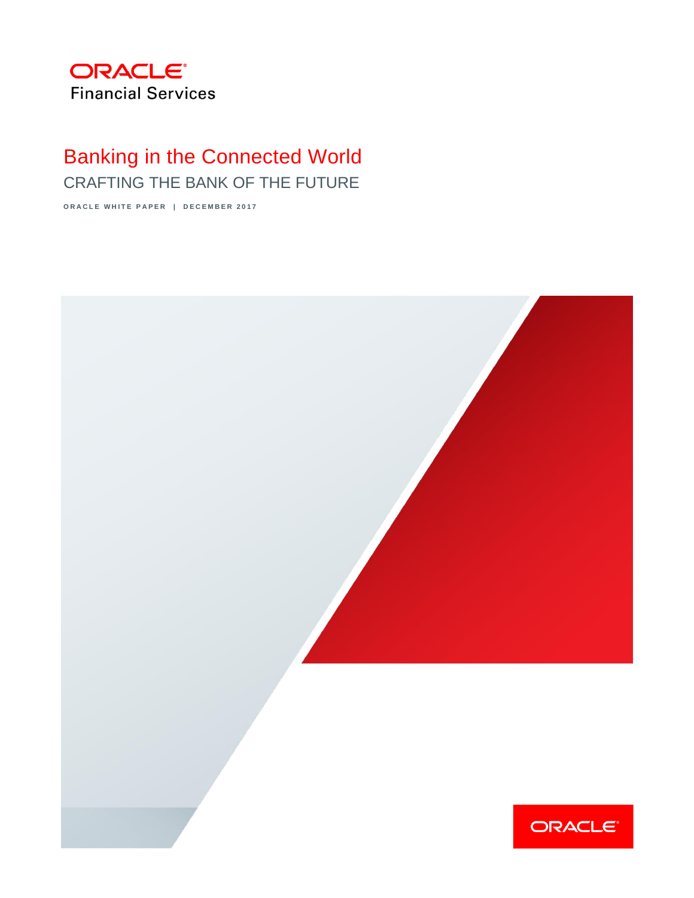ORACLE
Financial Services

# Banking in the Connected World

## CRAFTING THE BANK OF THE FUTURE

ORACLE WHITE PAPER | DECEMBER 2017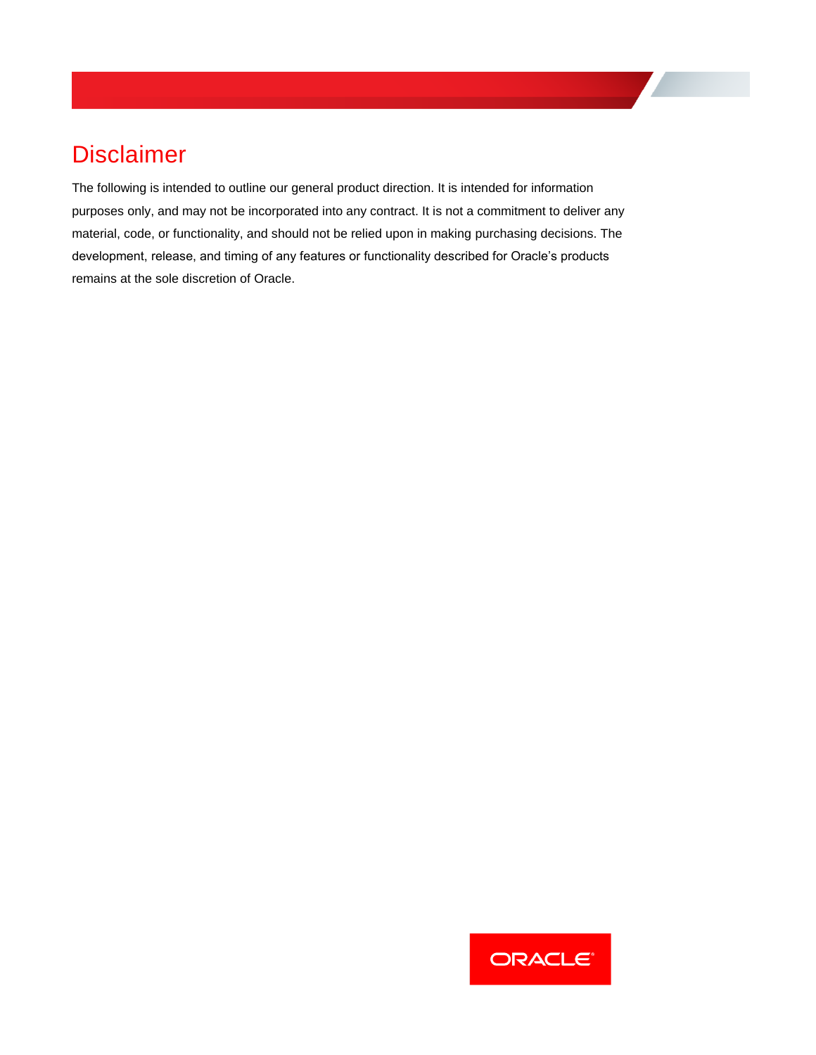# Disclaimer

The following is intended to outline our general product direction. It is intended for information purposes only, and may not be incorporated into any contract. It is not a commitment to deliver any material, code, or functionality, and should not be relied upon in making purchasing decisions. The development, release, and timing of any features or functionality described for Oracle's products remains at the sole discretion of Oracle.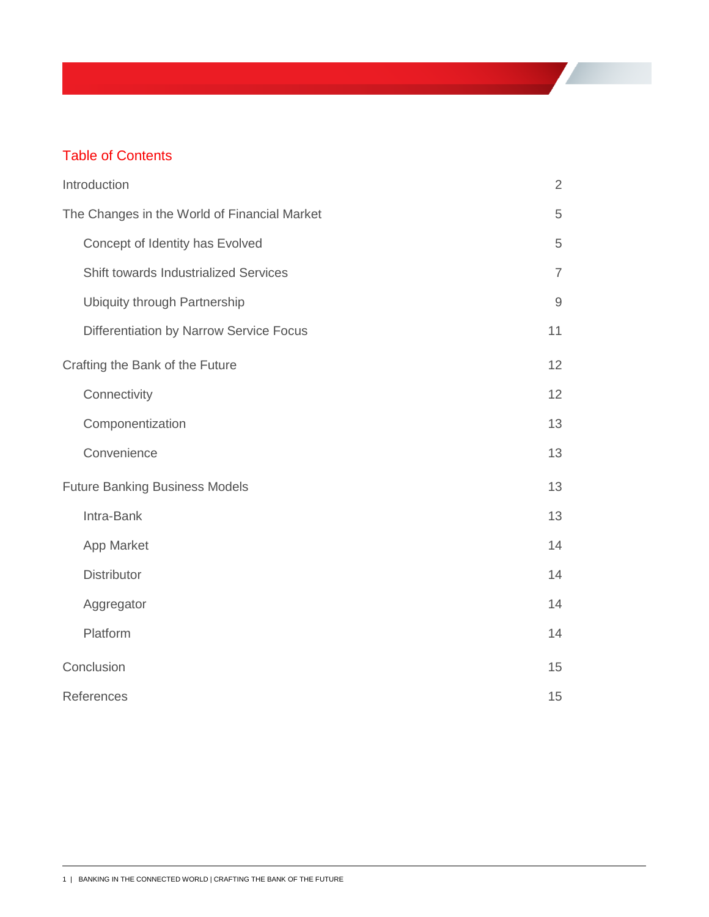## Table of Contents

| | |
|---|---|
| Introduction | 2 |
| The Changes in the World of Financial Market | 5 |
| Concept of Identity has Evolved | 5 |
| Shift towards Industrialized Services | 7 |
| Ubiquity through Partnership | 9 |
| Differentiation by Narrow Service Focus | 11 |
| Crafting the Bank of the Future | 12 |
| Connectivity | 12 |
| Componentization | 13 |
| Convenience | 13 |
| Future Banking Business Models | 13 |
| Intra-Bank | 13 |
| App Market | 14 |
| Distributor | 14 |
| Aggregator | 14 |
| Platform | 14 |
| Conclusion | 15 |
| References | 15 |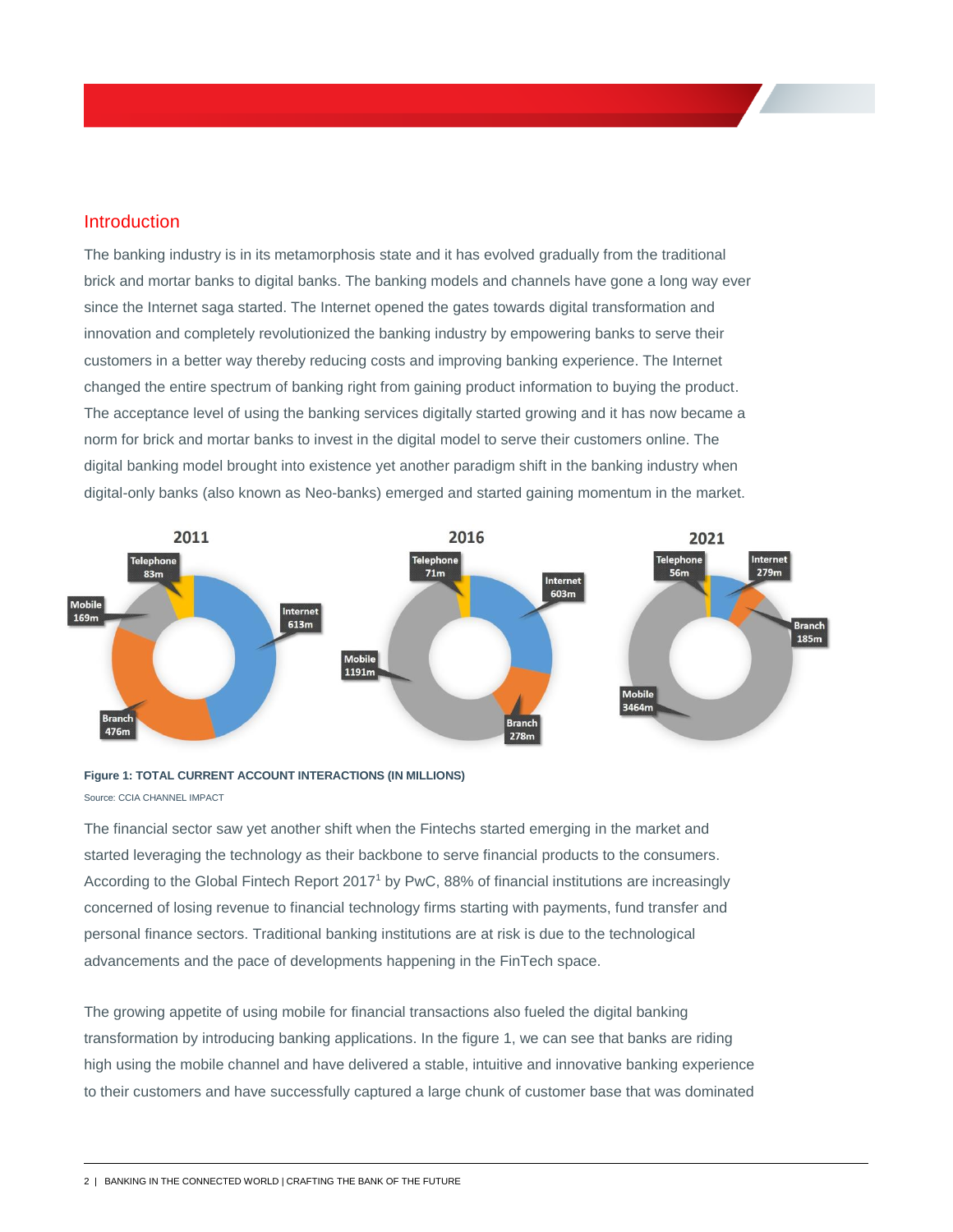## Introduction

The banking industry is in its metamorphosis state and it has evolved gradually from the traditional brick and mortar banks to digital banks. The banking models and channels have gone a long way ever since the Internet saga started. The Internet opened the gates towards digital transformation and innovation and completely revolutionized the banking industry by empowering banks to serve their customers in a better way thereby reducing costs and improving banking experience. The Internet changed the entire spectrum of banking right from gaining product information to buying the product. The acceptance level of using the banking services digitally started growing and it has now became a norm for brick and mortar banks to invest in the digital model to serve their customers online. The digital banking model brought into existence yet another paradigm shift in the banking industry when digital-only banks (also known as Neo-banks) emerged and started gaining momentum in the market.

| Channel | 2011 | 2016 | 2021 |
|---|---|---|---|
| Telephone | 83m | 71m | 56m |
| Internet | 613m | 603m | 279m |
| Branch | 476m | 278m | 185m |
| Mobile | 169m | 1191m | 3464m |

**Figure 1: TOTAL CURRENT ACCOUNT INTERACTIONS (IN MILLIONS)**

Source: CCIA CHANNEL IMPACT

The financial sector saw yet another shift when the Fintechs started emerging in the market and started leveraging the technology as their backbone to serve financial products to the consumers. According to the Global Fintech Report 2017[1] by PwC, 88% of financial institutions are increasingly concerned of losing revenue to financial technology firms starting with payments, fund transfer and personal finance sectors. Traditional banking institutions are at risk is due to the technological advancements and the pace of developments happening in the FinTech space.

The growing appetite of using mobile for financial transactions also fueled the digital banking transformation by introducing banking applications. In the figure 1, we can see that banks are riding high using the mobile channel and have delivered a stable, intuitive and innovative banking experience to their customers and have successfully captured a large chunk of customer base that was dominated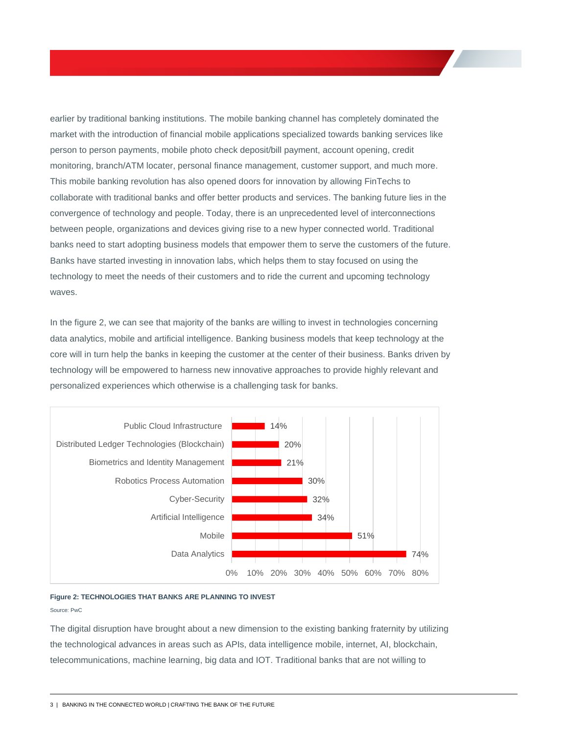earlier by traditional banking institutions. The mobile banking channel has completely dominated the market with the introduction of financial mobile applications specialized towards banking services like person to person payments, mobile photo check deposit/bill payment, account opening, credit monitoring, branch/ATM locater, personal finance management, customer support, and much more. This mobile banking revolution has also opened doors for innovation by allowing FinTechs to collaborate with traditional banks and offer better products and services. The banking future lies in the convergence of technology and people. Today, there is an unprecedented level of interconnections between people, organizations and devices giving rise to a new hyper connected world. Traditional banks need to start adopting business models that empower them to serve the customers of the future. Banks have started investing in innovation labs, which helps them to stay focused on using the technology to meet the needs of their customers and to ride the current and upcoming technology waves.

In the figure 2, we can see that majority of the banks are willing to invest in technologies concerning data analytics, mobile and artificial intelligence. Banking business models that keep technology at the core will in turn help the banks in keeping the customer at the center of their business. Banks driven by technology will be empowered to harness new innovative approaches to provide highly relevant and personalized experiences which otherwise is a challenging task for banks.

| Technology | Percentage |
| --- | --- |
| Public Cloud Infrastructure | 14% |
| Distributed Ledger Technologies (Blockchain) | 20% |
| Biometrics and Identity Management | 21% |
| Robotics Process Automation | 30% |
| Cyber-Security | 32% |
| Artificial Intelligence | 34% |
| Mobile | 51% |
| Data Analytics | 74% |

**Figure 2: TECHNOLOGIES THAT BANKS ARE PLANNING TO INVEST**

Source: PwC

The digital disruption have brought about a new dimension to the existing banking fraternity by utilizing the technological advances in areas such as APIs, data intelligence mobile, internet, AI, blockchain, telecommunications, machine learning, big data and IOT. Traditional banks that are not willing to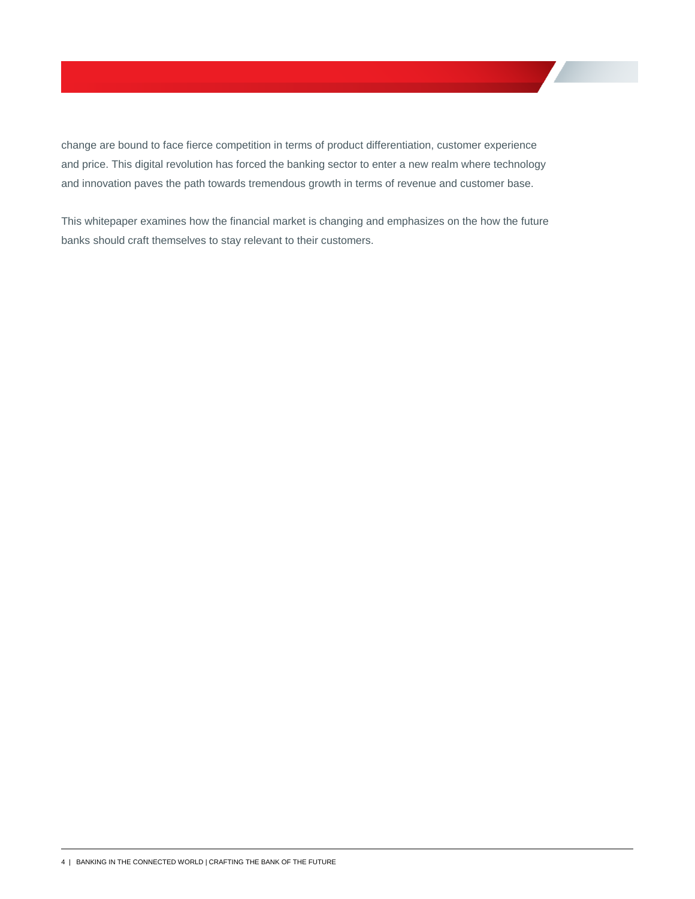change are bound to face fierce competition in terms of product differentiation, customer experience and price. This digital revolution has forced the banking sector to enter a new realm where technology and innovation paves the path towards tremendous growth in terms of revenue and customer base.

This whitepaper examines how the financial market is changing and emphasizes on the how the future banks should craft themselves to stay relevant to their customers.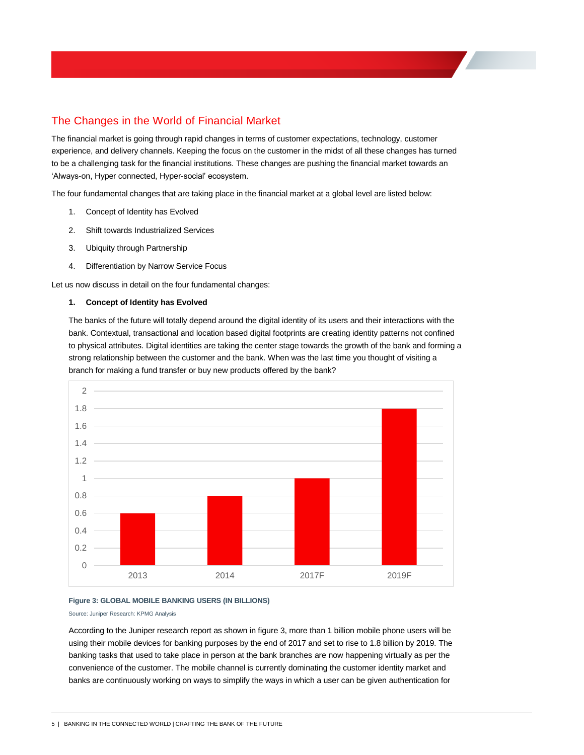## The Changes in the World of Financial Market

The financial market is going through rapid changes in terms of customer expectations, technology, customer experience, and delivery channels. Keeping the focus on the customer in the midst of all these changes has turned to be a challenging task for the financial institutions. These changes are pushing the financial market towards an 'Always-on, Hyper connected, Hyper-social' ecosystem.

The four fundamental changes that are taking place in the financial market at a global level are listed below:

1. Concept of Identity has Evolved
2. Shift towards Industrialized Services
3. Ubiquity through Partnership
4. Differentiation by Narrow Service Focus

Let us now discuss in detail on the four fundamental changes:

### 1. Concept of Identity has Evolved

The banks of the future will totally depend around the digital identity of its users and their interactions with the bank. Contextual, transactional and location based digital footprints are creating identity patterns not confined to physical attributes. Digital identities are taking the center stage towards the growth of the bank and forming a strong relationship between the customer and the bank. When was the last time you thought of visiting a branch for making a fund transfer or buy new products offered by the bank?

| Year | Global mobile banking users (in billions) |
|---|---|
| 2013 | 0.6 |
| 2014 | 0.8 |
| 2017F | 1 |
| 2019F | 1.8 |

**Figure 3: GLOBAL MOBILE BANKING USERS (IN BILLIONS)**

Source: Juniper Research: KPMG Analysis

According to the Juniper research report as shown in figure 3, more than 1 billion mobile phone users will be using their mobile devices for banking purposes by the end of 2017 and set to rise to 1.8 billion by 2019. The banking tasks that used to take place in person at the bank branches are now happening virtually as per the convenience of the customer. The mobile channel is currently dominating the customer identity market and banks are continuously working on ways to simplify the ways in which a user can be given authentication for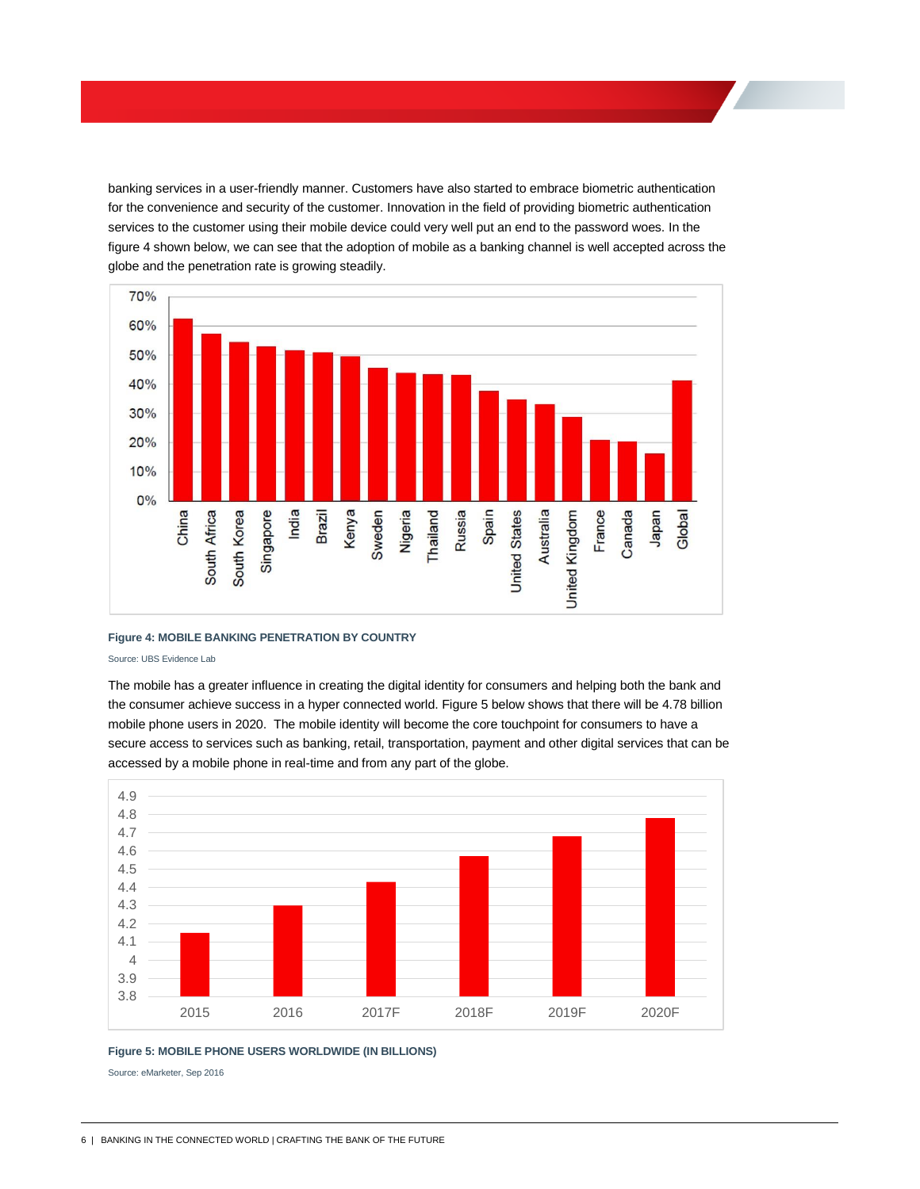banking services in a user-friendly manner. Customers have also started to embrace biometric authentication for the convenience and security of the customer. Innovation in the field of providing biometric authentication services to the customer using their mobile device could very well put an end to the password woes. In the figure 4 shown below, we can see that the adoption of mobile as a banking channel is well accepted across the globe and the penetration rate is growing steadily.

**Figure 4: MOBILE BANKING PENETRATION BY COUNTRY**

Source: UBS Evidence Lab

The mobile has a greater influence in creating the digital identity for consumers and helping both the bank and the consumer achieve success in a hyper connected world. Figure 5 below shows that there will be 4.78 billion mobile phone users in 2020. The mobile identity will become the core touchpoint for consumers to have a secure access to services such as banking, retail, transportation, payment and other digital services that can be accessed by a mobile phone in real-time and from any part of the globe.

**Figure 5: MOBILE PHONE USERS WORLDWIDE (IN BILLIONS)**

Source: eMarketer, Sep 2016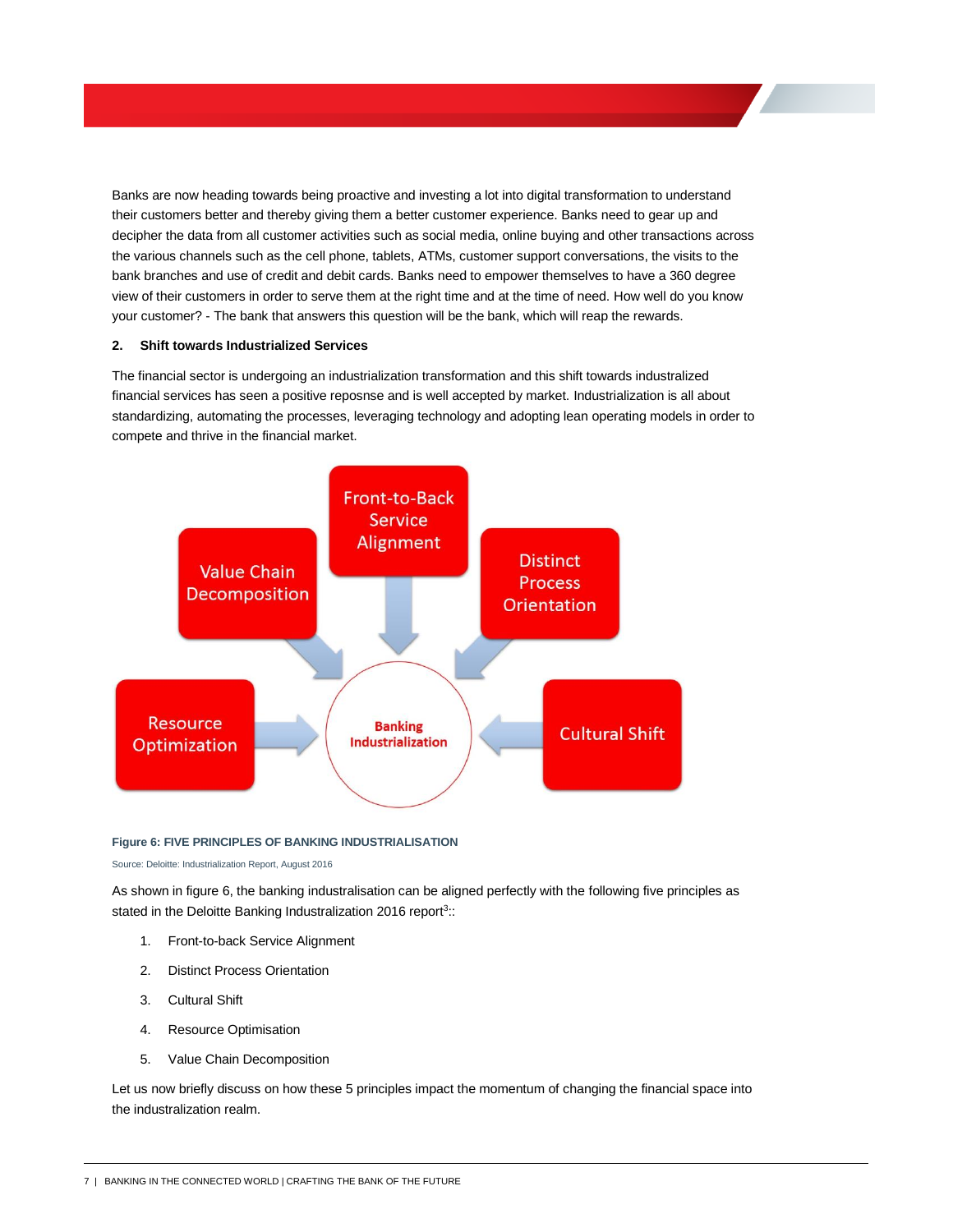Banks are now heading towards being proactive and investing a lot into digital transformation to understand their customers better and thereby giving them a better customer experience. Banks need to gear up and decipher the data from all customer activities such as social media, online buying and other transactions across the various channels such as the cell phone, tablets, ATMs, customer support conversations, the visits to the bank branches and use of credit and debit cards. Banks need to empower themselves to have a 360 degree view of their customers in order to serve them at the right time and at the time of need. How well do you know your customer? - The bank that answers this question will be the bank, which will reap the rewards.

**2. Shift towards Industrialized Services**

The financial sector is undergoing an industrialization transformation and this shift towards industrazlized financial services has seen a positive reposnse and is well accepted by market. Industrialization is all about standardizing, automating the processes, leveraging technology and adopting lean operating models in order to compete and thrive in the financial market.

Front-to-Back Service Alignment

Value Chain Decomposition

Distinct Process Orientation

Resource Optimization

Banking Industrialization

Cultural Shift

**Figure 6: FIVE PRINCIPLES OF BANKING INDUSTRIALISATION**

Source: Deloitte: Industrialization Report, August 2016

As shown in figure 6, the banking industralisation can be aligned perfectly with the following five principles as stated in the Deloitte Banking Industralization 2016 report[3]::

1. Front-to-back Service Alignment
2. Distinct Process Orientation
3. Cultural Shift
4. Resource Optimisation
5. Value Chain Decomposition

Let us now briefly discuss on how these 5 principles impact the momentum of changing the financial space into the industrialization realm.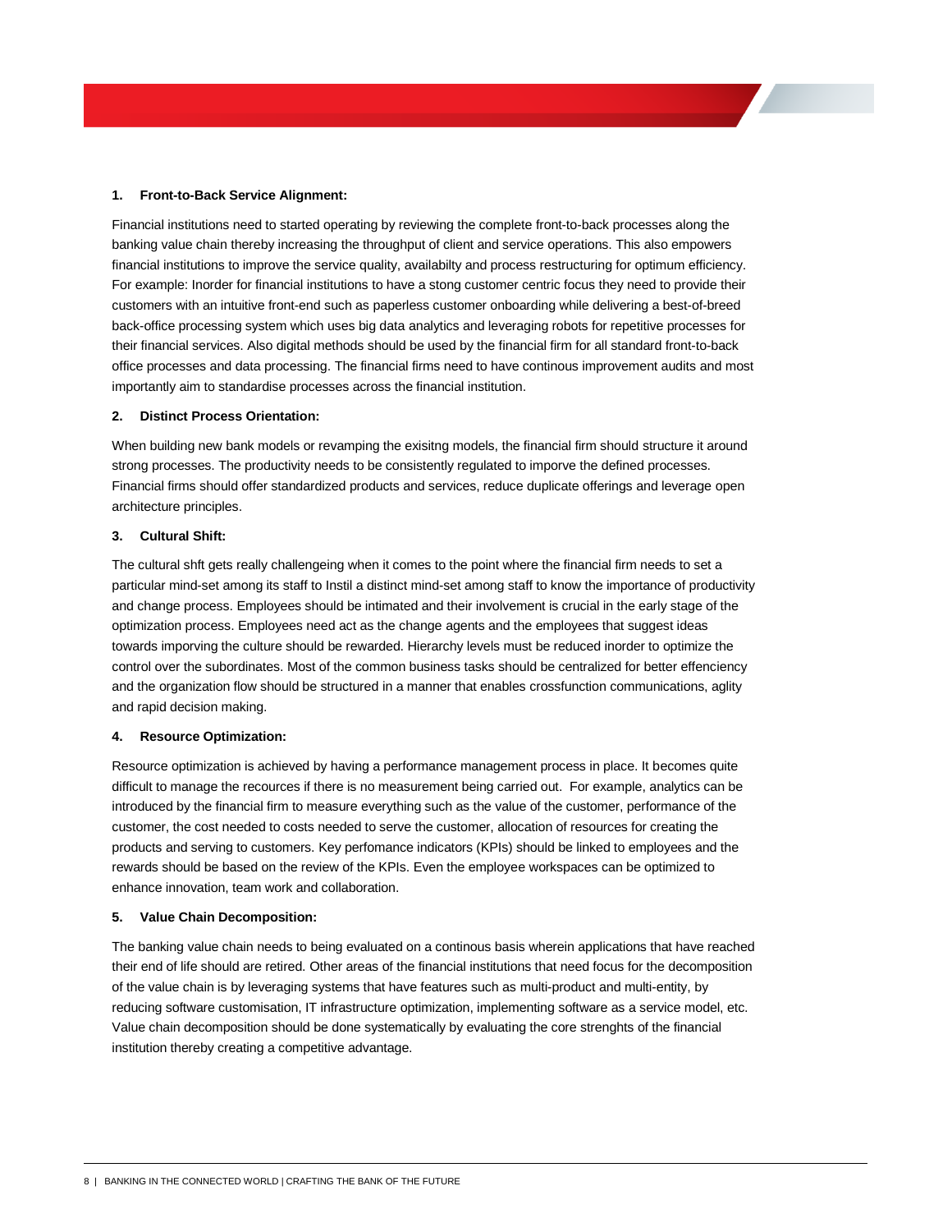**1. Front-to-Back Service Alignment:**

Financial institutions need to started operating by reviewing the complete front-to-back processes along the banking value chain thereby increasing the throughput of client and service operations. This also empowers financial institutions to improve the service quality, availabilty and process restructuring for optimum efficiency. For example: Inorder for financial institutions to have a stong customer centric focus they need to provide their customers with an intuitive front-end such as paperless customer onboarding while delivering a best-of-breed back-office processing system which uses big data analytics and leveraging robots for repetitive processes for their financial services. Also digital methods should be used by the financial firm for all standard front-to-back office processes and data processing. The financial firms need to have continous improvement audits and most importantly aim to standardise processes across the financial institution.

**2. Distinct Process Orientation:**

When building new bank models or revamping the exisitng models, the financial firm should structure it around strong processes. The productivity needs to be consistently regulated to imporve the defined processes. Financial firms should offer standardized products and services, reduce duplicate offerings and leverage open architecture principles.

**3. Cultural Shift:**

The cultural shft gets really challengeing when it comes to the point where the financial firm needs to set a particular mind-set among its staff to Instil a distinct mind-set among staff to know the importance of productivity and change process. Employees should be intimated and their involvement is crucial in the early stage of the optimization process. Employees need act as the change agents and the employees that suggest ideas towards imporving the culture should be rewarded. Hierarchy levels must be reduced inorder to optimize the control over the subordinates. Most of the common business tasks should be centralized for better effenciency and the organization flow should be structured in a manner that enables crossfunction communications, aglity and rapid decision making.

**4. Resource Optimization:**

Resource optimization is achieved by having a performance management process in place. It becomes quite difficult to manage the recources if there is no measurement being carried out. For example, analytics can be introduced by the financial firm to measure everything such as the value of the customer, performance of the customer, the cost needed to costs needed to serve the customer, allocation of resources for creating the products and serving to customers. Key perfomance indicators (KPIs) should be linked to employees and the rewards should be based on the review of the KPIs. Even the employee workspaces can be optimized to enhance innovation, team work and collaboration.

**5. Value Chain Decomposition:**

The banking value chain needs to being evaluated on a continous basis wherein applications that have reached their end of life should are retired. Other areas of the financial institutions that need focus for the decomposition of the value chain is by leveraging systems that have features such as multi-product and multi-entity, by reducing software customisation, IT infrastructure optimization, implementing software as a service model, etc. Value chain decomposition should be done systematically by evaluating the core strenghts of the financial institution thereby creating a competitive advantage.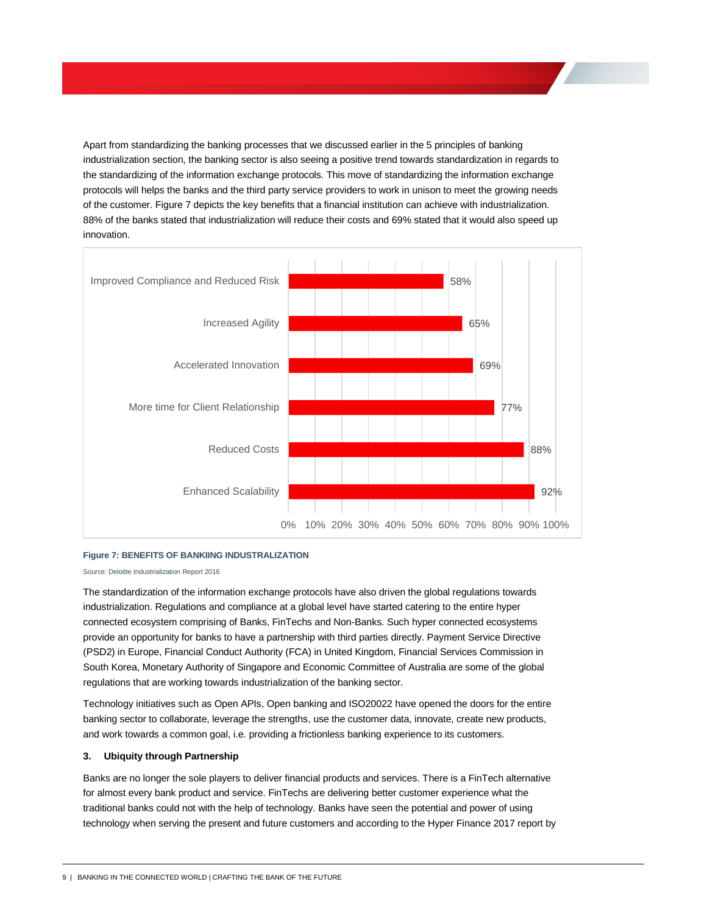Apart from standardizing the banking processes that we discussed earlier in the 5 principles of banking industrialization section, the banking sector is also seeing a positive trend towards standardization in regards to the standardizing of the information exchange protocols. This move of standardizing the information exchange protocols will helps the banks and the third party service providers to work in unison to meet the growing needs of the customer. Figure 7 depicts the key benefits that a financial institution can achieve with industrialization. 88% of the banks stated that industrialization will reduce their costs and 69% stated that it would also speed up innovation.

| Benefit | Percentage |
|---|---|
| Improved Compliance and Reduced Risk | 58% |
| Increased Agility | 65% |
| Accelerated Innovation | 69% |
| More time for Client Relationship | 77% |
| Reduced Costs | 88% |
| Enhanced Scalability | 92% |

**Figure 7: BENEFITS OF BANKIING INDUSTRALIZATION**

Source: Deloitte Industrialization Report 2016

The standardization of the information exchange protocols have also driven the global regulations towards industrialization. Regulations and compliance at a global level have started catering to the entire hyper connected ecosystem comprising of Banks, FinTechs and Non-Banks. Such hyper connected ecosystems provide an opportunity for banks to have a partnership with third parties directly. Payment Service Directive (PSD2) in Europe, Financial Conduct Authority (FCA) in United Kingdom, Financial Services Commission in South Korea, Monetary Authority of Singapore and Economic Committee of Australia are some of the global regulations that are working towards industrialization of the banking sector.

Technology initiatives such as Open APIs, Open banking and ISO20022 have opened the doors for the entire banking sector to collaborate, leverage the strengths, use the customer data, innovate, create new products, and work towards a common goal, i.e. providing a frictionless banking experience to its customers.

**3. Ubiquity through Partnership**

Banks are no longer the sole players to deliver financial products and services. There is a FinTech alternative for almost every bank product and service. FinTechs are delivering better customer experience what the traditional banks could not with the help of technology. Banks have seen the potential and power of using technology when serving the present and future customers and according to the Hyper Finance 2017 report by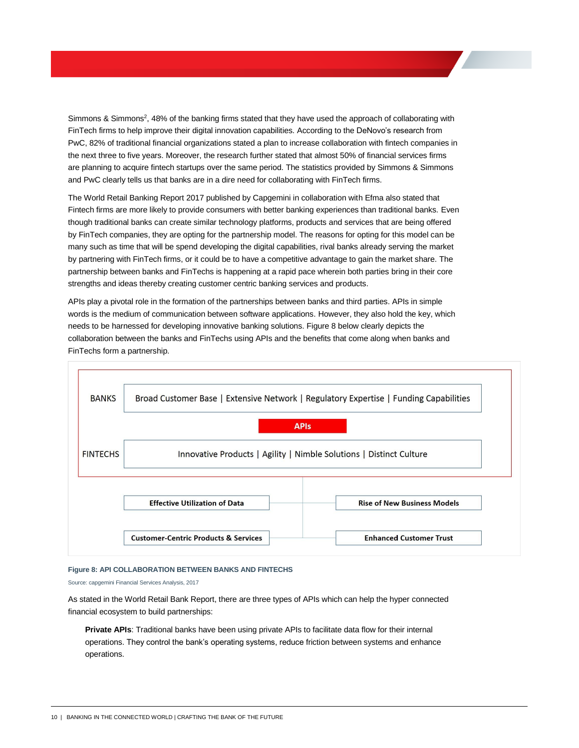Simmons & Simmons[2], 48% of the banking firms stated that they have used the approach of collaborating with FinTech firms to help improve their digital innovation capabilities. According to the DeNovo's research from PwC, 82% of traditional financial organizations stated a plan to increase collaboration with fintech companies in the next three to five years. Moreover, the research further stated that almost 50% of financial services firms are planning to acquire fintech startups over the same period. The statistics provided by Simmons & Simmons and PwC clearly tells us that banks are in a dire need for collaborating with FinTech firms.

The World Retail Banking Report 2017 published by Capgemini in collaboration with Efma also stated that Fintech firms are more likely to provide consumers with better banking experiences than traditional banks. Even though traditional banks can create similar technology platforms, products and services that are being offered by FinTech companies, they are opting for the partnership model. The reasons for opting for this model can be many such as time that will be spend developing the digital capabilities, rival banks already serving the market by partnering with FinTech firms, or it could be to have a competitive advantage to gain the market share. The partnership between banks and FinTechs is happening at a rapid pace wherein both parties bring in their core strengths and ideas thereby creating customer centric banking services and products.

APIs play a pivotal role in the formation of the partnerships between banks and third parties. APIs in simple words is the medium of communication between software applications. However, they also hold the key, which needs to be harnessed for developing innovative banking solutions. Figure 8 below clearly depicts the collaboration between the banks and FinTechs using APIs and the benefits that come along when banks and FinTechs form a partnership.

BANKS: Broad Customer Base | Extensive Network | Regulatory Expertise | Funding Capabilities

APIs

FINTECHS: Innovative Products | Agility | Nimble Solutions | Distinct Culture

**Effective Utilization of Data**

**Rise of New Business Models**

**Customer-Centric Products & Services**

**Enhanced Customer Trust**

**Figure 8: API COLLABORATION BETWEEN BANKS AND FINTECHS**

Source: capgemini Financial Services Analysis, 2017

As stated in the World Retail Bank Report, there are three types of APIs which can help the hyper connected financial ecosystem to build partnerships:

> **Private APIs**: Traditional banks have been using private APIs to facilitate data flow for their internal operations. They control the bank's operating systems, reduce friction between systems and enhance operations.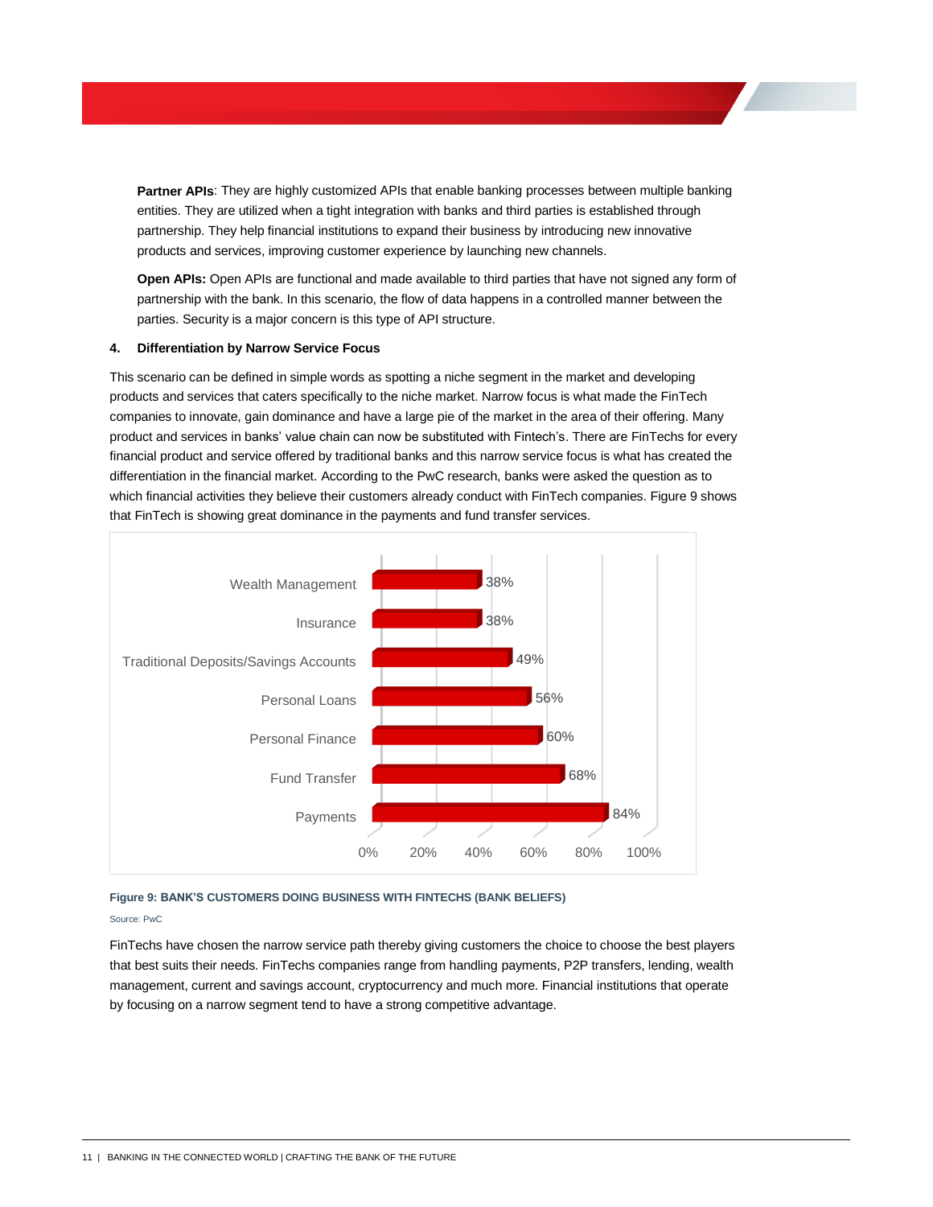**Partner APIs**: They are highly customized APIs that enable banking processes between multiple banking entities. They are utilized when a tight integration with banks and third parties is established through partnership. They help financial institutions to expand their business by introducing new innovative products and services, improving customer experience by launching new channels.

**Open APIs:** Open APIs are functional and made available to third parties that have not signed any form of partnership with the bank. In this scenario, the flow of data happens in a controlled manner between the parties. Security is a major concern is this type of API structure.

#### 4. Differentiation by Narrow Service Focus

This scenario can be defined in simple words as spotting a niche segment in the market and developing products and services that caters specifically to the niche market. Narrow focus is what made the FinTech companies to innovate, gain dominance and have a large pie of the market in the area of their offering. Many product and services in banks' value chain can now be substituted with Fintech's. There are FinTechs for every financial product and service offered by traditional banks and this narrow service focus is what has created the differentiation in the financial market. According to the PwC research, banks were asked the question as to which financial activities they believe their customers already conduct with FinTech companies. Figure 9 shows that FinTech is showing great dominance in the payments and fund transfer services.

| Activity | Percentage |
| --- | --- |
| Wealth Management | 38% |
| Insurance | 38% |
| Traditional Deposits/Savings Accounts | 49% |
| Personal Loans | 56% |
| Personal Finance | 60% |
| Fund Transfer | 68% |
| Payments | 84% |

**Figure 9: BANK'S CUSTOMERS DOING BUSINESS WITH FINTECHS (BANK BELIEFS)**

Source: PwC

FinTechs have chosen the narrow service path thereby giving customers the choice to choose the best players that best suits their needs. FinTechs companies range from handling payments, P2P transfers, lending, wealth management, current and savings account, cryptocurrency and much more. Financial institutions that operate by focusing on a narrow segment tend to have a strong competitive advantage.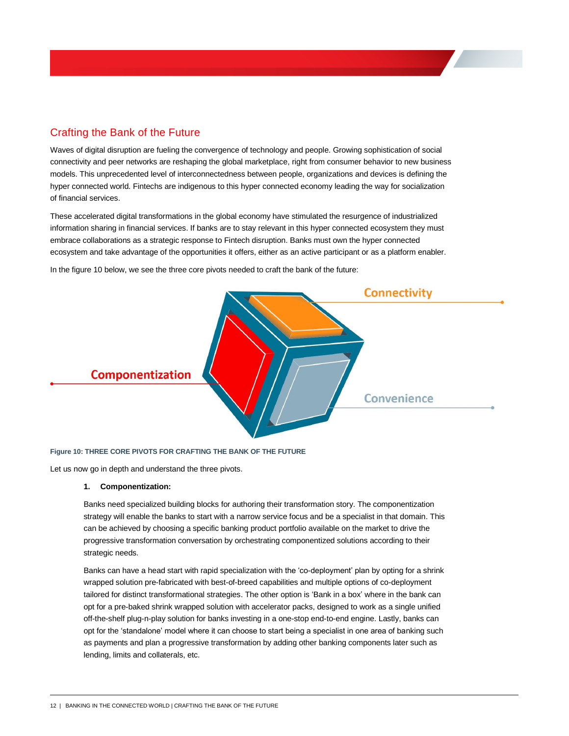## Crafting the Bank of the Future

Waves of digital disruption are fueling the convergence of technology and people. Growing sophistication of social connectivity and peer networks are reshaping the global marketplace, right from consumer behavior to new business models. This unprecedented level of interconnectedness between people, organizations and devices is defining the hyper connected world. Fintechs are indigenous to this hyper connected economy leading the way for socialization of financial services.

These accelerated digital transformations in the global economy have stimulated the resurgence of industrialized information sharing in financial services. If banks are to stay relevant in this hyper connected ecosystem they must embrace collaborations as a strategic response to Fintech disruption. Banks must own the hyper connected ecosystem and take advantage of the opportunities it offers, either as an active participant or as a platform enabler.

In the figure 10 below, we see the three core pivots needed to craft the bank of the future:

Connectivity

Componentization

Convenience

**Figure 10: THREE CORE PIVOTS FOR CRAFTING THE BANK OF THE FUTURE**

Let us now go in depth and understand the three pivots.

1. **Componentization:**

   Banks need specialized building blocks for authoring their transformation story. The componentization strategy will enable the banks to start with a narrow service focus and be a specialist in that domain. This can be achieved by choosing a specific banking product portfolio available on the market to drive the progressive transformation conversation by orchestrating componentized solutions according to their strategic needs.

   Banks can have a head start with rapid specialization with the 'co-deployment' plan by opting for a shrink wrapped solution pre-fabricated with best-of-breed capabilities and multiple options of co-deployment tailored for distinct transformational strategies. The other option is 'Bank in a box' where in the bank can opt for a pre-baked shrink wrapped solution with accelerator packs, designed to work as a single unified off-the-shelf plug-n-play solution for banks investing in a one-stop end-to-end engine. Lastly, banks can opt for the 'standalone' model where it can choose to start being a specialist in one area of banking such as payments and plan a progressive transformation by adding other banking components later such as lending, limits and collaterals, etc.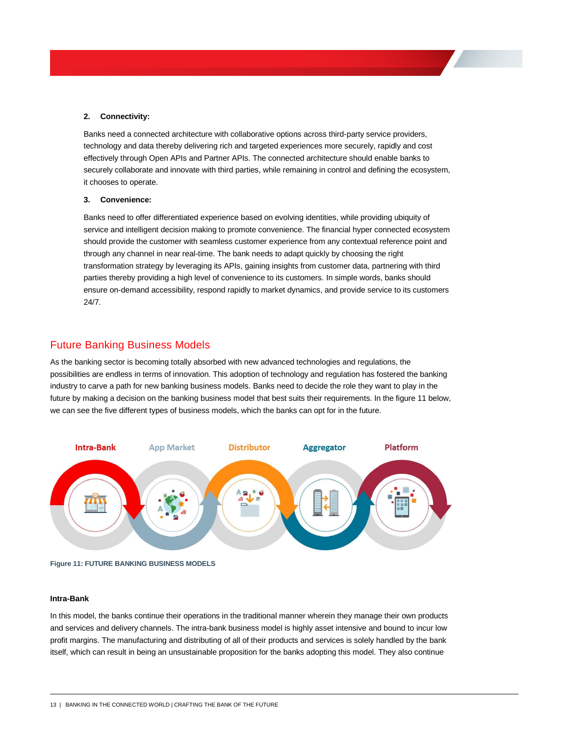**2. Connectivity:**

Banks need a connected architecture with collaborative options across third-party service providers, technology and data thereby delivering rich and targeted experiences more securely, rapidly and cost effectively through Open APIs and Partner APIs. The connected architecture should enable banks to securely collaborate and innovate with third parties, while remaining in control and defining the ecosystem, it chooses to operate.

**3. Convenience:**

Banks need to offer differentiated experience based on evolving identities, while providing ubiquity of service and intelligent decision making to promote convenience. The financial hyper connected ecosystem should provide the customer with seamless customer experience from any contextual reference point and through any channel in near real-time. The bank needs to adapt quickly by choosing the right transformation strategy by leveraging its APIs, gaining insights from customer data, partnering with third parties thereby providing a high level of convenience to its customers. In simple words, banks should ensure on-demand accessibility, respond rapidly to market dynamics, and provide service to its customers 24/7.

## Future Banking Business Models

As the banking sector is becoming totally absorbed with new advanced technologies and regulations, the possibilities are endless in terms of innovation. This adoption of technology and regulation has fostered the banking industry to carve a path for new banking business models. Banks need to decide the role they want to play in the future by making a decision on the banking business model that best suits their requirements. In the figure 11 below, we can see the five different types of business models, which the banks can opt for in the future.

Intra-Bank | App Market | Distributor | Aggregator | Platform

**Figure 11: FUTURE BANKING BUSINESS MODELS**

### Intra-Bank

In this model, the banks continue their operations in the traditional manner wherein they manage their own products and services and delivery channels. The intra-bank business model is highly asset intensive and bound to incur low profit margins. The manufacturing and distributing of all of their products and services is solely handled by the bank itself, which can result in being an unsustainable proposition for the banks adopting this model. They also continue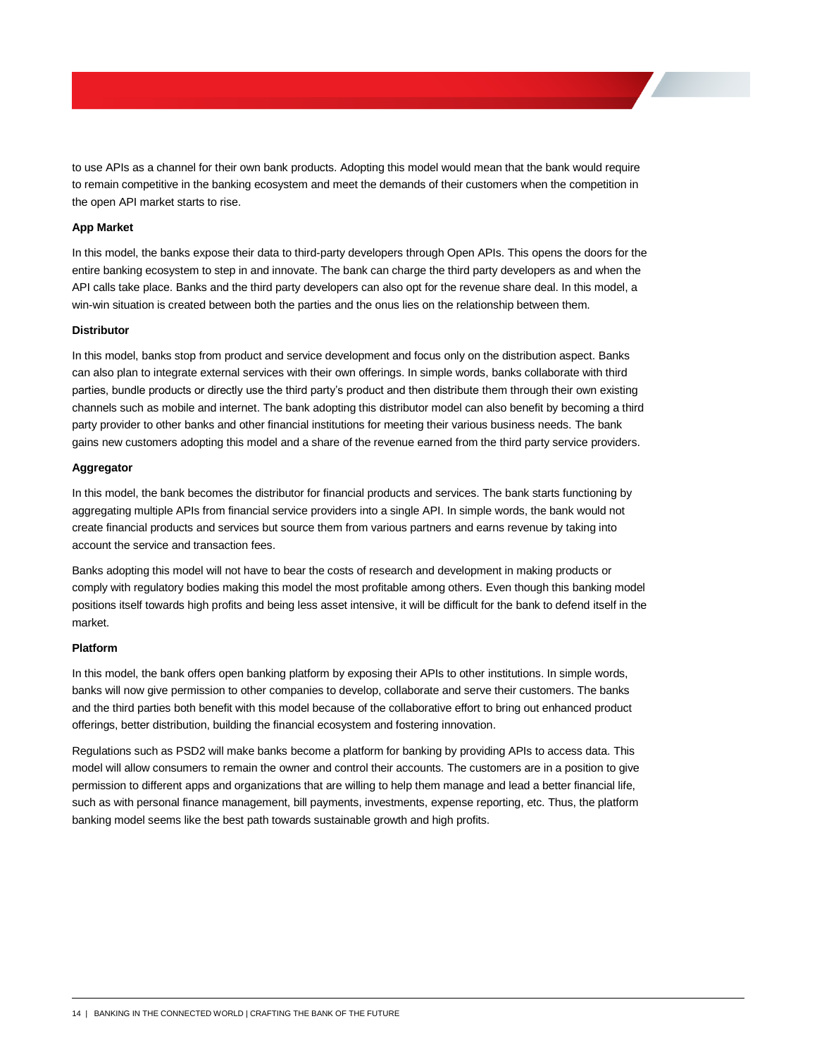to use APIs as a channel for their own bank products. Adopting this model would mean that the bank would require to remain competitive in the banking ecosystem and meet the demands of their customers when the competition in the open API market starts to rise.

**App Market**

In this model, the banks expose their data to third-party developers through Open APIs. This opens the doors for the entire banking ecosystem to step in and innovate. The bank can charge the third party developers as and when the API calls take place. Banks and the third party developers can also opt for the revenue share deal. In this model, a win-win situation is created between both the parties and the onus lies on the relationship between them.

**Distributor**

In this model, banks stop from product and service development and focus only on the distribution aspect. Banks can also plan to integrate external services with their own offerings. In simple words, banks collaborate with third parties, bundle products or directly use the third party's product and then distribute them through their own existing channels such as mobile and internet. The bank adopting this distributor model can also benefit by becoming a third party provider to other banks and other financial institutions for meeting their various business needs. The bank gains new customers adopting this model and a share of the revenue earned from the third party service providers.

**Aggregator**

In this model, the bank becomes the distributor for financial products and services. The bank starts functioning by aggregating multiple APIs from financial service providers into a single API. In simple words, the bank would not create financial products and services but source them from various partners and earns revenue by taking into account the service and transaction fees.

Banks adopting this model will not have to bear the costs of research and development in making products or comply with regulatory bodies making this model the most profitable among others. Even though this banking model positions itself towards high profits and being less asset intensive, it will be difficult for the bank to defend itself in the market.

**Platform**

In this model, the bank offers open banking platform by exposing their APIs to other institutions. In simple words, banks will now give permission to other companies to develop, collaborate and serve their customers. The banks and the third parties both benefit with this model because of the collaborative effort to bring out enhanced product offerings, better distribution, building the financial ecosystem and fostering innovation.

Regulations such as PSD2 will make banks become a platform for banking by providing APIs to access data. This model will allow consumers to remain the owner and control their accounts. The customers are in a position to give permission to different apps and organizations that are willing to help them manage and lead a better financial life, such as with personal finance management, bill payments, investments, expense reporting, etc. Thus, the platform banking model seems like the best path towards sustainable growth and high profits.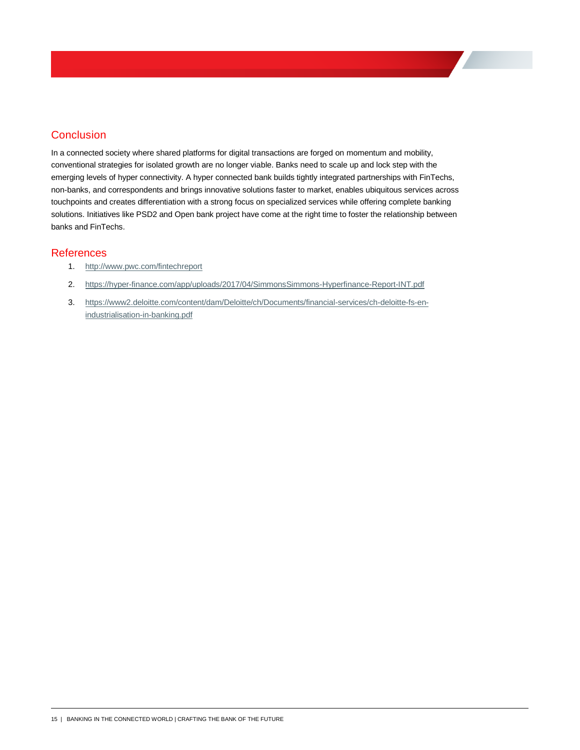## Conclusion

In a connected society where shared platforms for digital transactions are forged on momentum and mobility, conventional strategies for isolated growth are no longer viable. Banks need to scale up and lock step with the emerging levels of hyper connectivity. A hyper connected bank builds tightly integrated partnerships with FinTechs, non-banks, and correspondents and brings innovative solutions faster to market, enables ubiquitous services across touchpoints and creates differentiation with a strong focus on specialized services while offering complete banking solutions. Initiatives like PSD2 and Open bank project have come at the right time to foster the relationship between banks and FinTechs.

## References

1. http://www.pwc.com/fintechreport
2. https://hyper-finance.com/app/uploads/2017/04/SimmonsSimmons-Hyperfinance-Report-INT.pdf
3. https://www2.deloitte.com/content/dam/Deloitte/ch/Documents/financial-services/ch-deloitte-fs-en-industrialisation-in-banking.pdf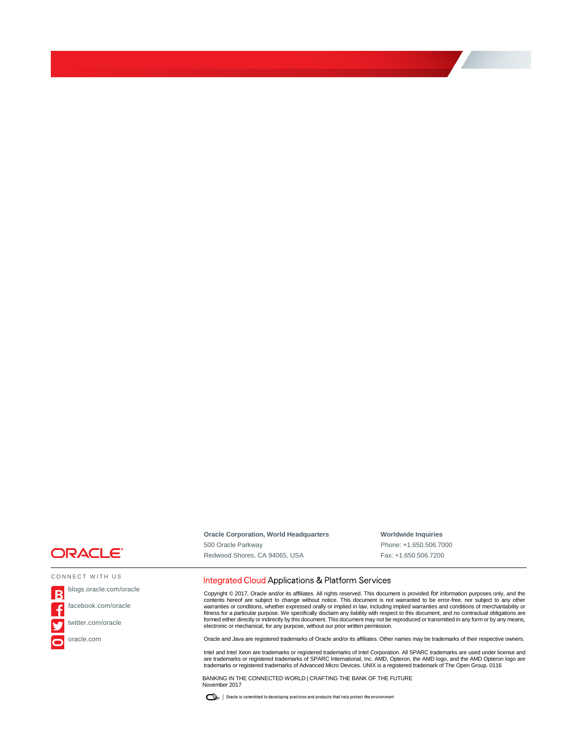ORACLE

**Oracle Corporation, World Headquarters**
500 Oracle Parkway
Redwood Shores, CA 94065, USA

**Worldwide Inquiries**
Phone: +1.650.506.7000
Fax: +1.650.506.7200

CONNECT WITH US

blogs.oracle.com/oracle

facebook.com/oracle

twitter.com/oracle

oracle.com

Integrated Cloud Applications & Platform Services

Copyright © 2017, Oracle and/or its affiliates. All rights reserved. This document is provided *for* information purposes only, and the contents hereof are subject to change without notice. This document is not warranted to be error-free, nor subject to any other warranties or conditions, whether expressed orally or implied in law, including implied warranties and conditions of merchantability or fitness for a particular purpose. We specifically disclaim any liability with respect to this document, and no contractual obligations are formed either directly or indirectly by this document. This document may not be reproduced or transmitted in any form or by any means, electronic or mechanical, for any purpose, without our prior written permission.

Oracle and Java are registered trademarks of Oracle and/or its affiliates. Other names may be trademarks of their respective owners.

Intel and Intel Xeon are trademarks or registered trademarks of Intel Corporation. All SPARC trademarks are used under license and are trademarks or registered trademarks of SPARC International, Inc. AMD, Opteron, the AMD logo, and the AMD Opteron logo are trademarks or registered trademarks of Advanced Micro Devices. UNIX is a registered trademark of The Open Group. 0116

BANKING IN THE CONNECTED WORLD | CRAFTING THE BANK OF THE FUTURE
November 2017

Oracle is committed to developing practices and products that help protect the environment